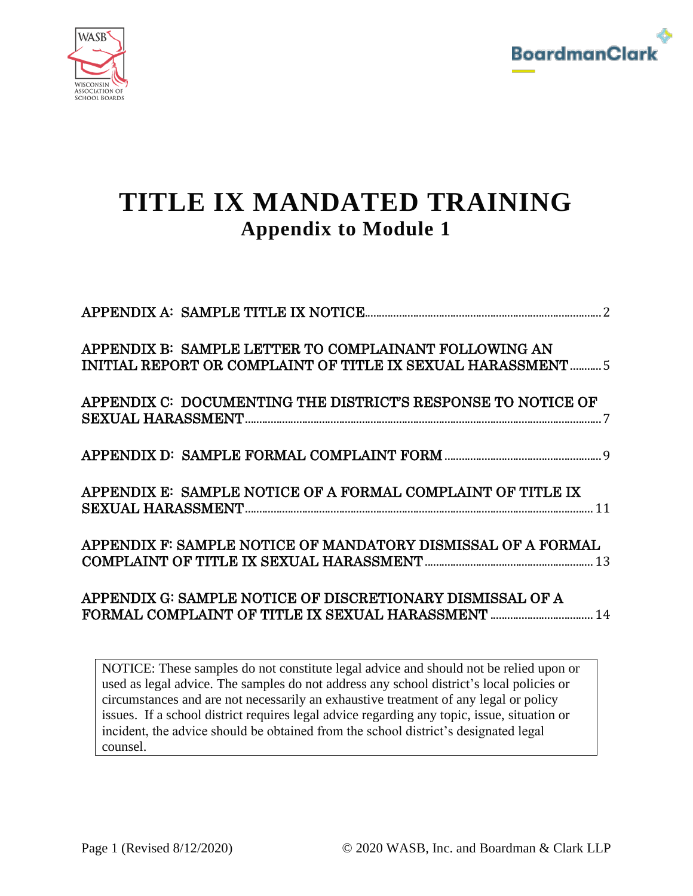# TITLE IX MANDATED TRAINING

## Appendix to Module 1

APPENDIX A: SAMPLE TITLE IX NOTICE .......... 2

APPENDIX B: SAMPLE LETTER TO COMPLAINANT FOLLOWING AN INITIAL REPORT OR COMPLAINT OF TITLE IX SEXUAL HARASSMENT .......... 5

APPENDIX C: DOCUMENTING THE DISTRICT'S RESPONSE TO NOTICE OF SEXUAL HARASSMENT .......... 7

APPENDIX D: SAMPLE FORMAL COMPLAINT FORM .......... 9

APPENDIX E: SAMPLE NOTICE OF A FORMAL COMPLAINT OF TITLE IX SEXUAL HARASSMENT .......... 11

APPENDIX F: SAMPLE NOTICE OF MANDATORY DISMISSAL OF A FORMAL COMPLAINT OF TITLE IX SEXUAL HARASSMENT .......... 13

APPENDIX G: SAMPLE NOTICE OF DISCRETIONARY DISMISSAL OF A FORMAL COMPLAINT OF TITLE IX SEXUAL HARASSMENT .......... 14

NOTICE: These samples do not constitute legal advice and should not be relied upon or used as legal advice. The samples do not address any school district's local policies or circumstances and are not necessarily an exhaustive treatment of any legal or policy issues. If a school district requires legal advice regarding any topic, issue, situation or incident, the advice should be obtained from the school district's designated legal counsel.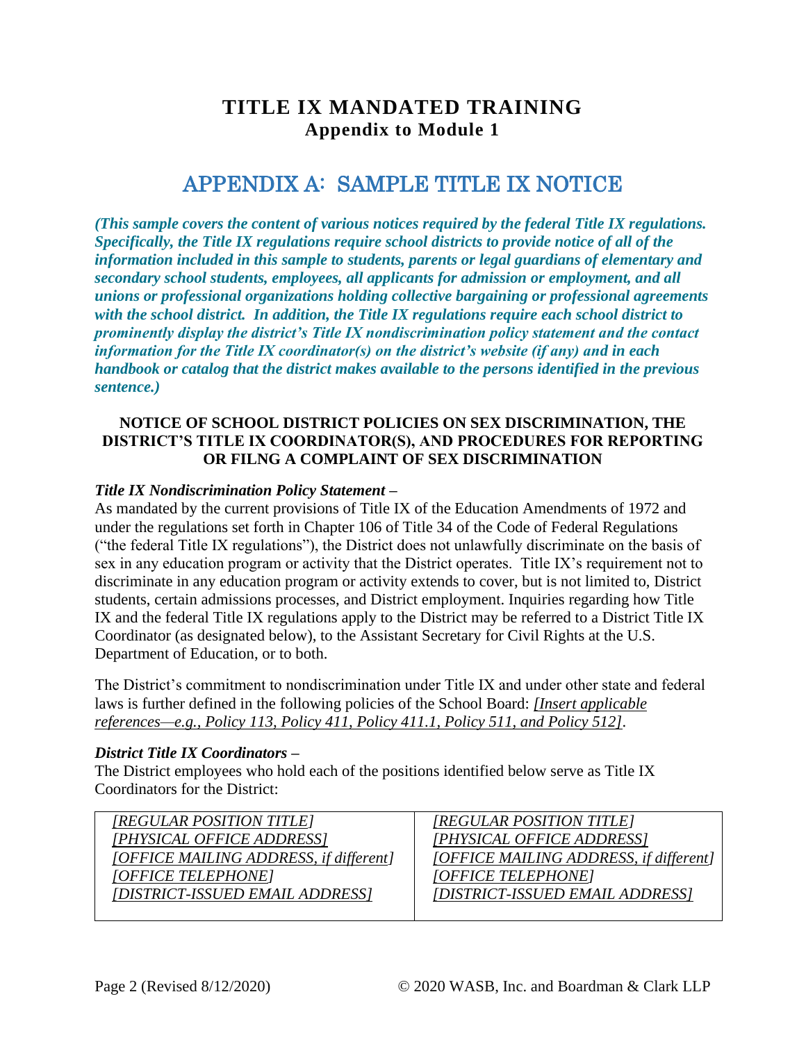# TITLE IX MANDATED TRAINING
## Appendix to Module 1

# APPENDIX A: SAMPLE TITLE IX NOTICE

***(This sample covers the content of various notices required by the federal Title IX regulations. Specifically, the Title IX regulations require school districts to provide notice of all of the information included in this sample to students, parents or legal guardians of elementary and secondary school students, employees, all applicants for admission or employment, and all unions or professional organizations holding collective bargaining or professional agreements with the school district. In addition, the Title IX regulations require each school district to prominently display the district's Title IX nondiscrimination policy statement and the contact information for the Title IX coordinator(s) on the district's website (if any) and in each handbook or catalog that the district makes available to the persons identified in the previous sentence.)***

**NOTICE OF SCHOOL DISTRICT POLICIES ON SEX DISCRIMINATION, THE DISTRICT'S TITLE IX COORDINATOR(S), AND PROCEDURES FOR REPORTING OR FILNG A COMPLAINT OF SEX DISCRIMINATION**

***Title IX Nondiscrimination Policy Statement –***
As mandated by the current provisions of Title IX of the Education Amendments of 1972 and under the regulations set forth in Chapter 106 of Title 34 of the Code of Federal Regulations ("the federal Title IX regulations"), the District does not unlawfully discriminate on the basis of sex in any education program or activity that the District operates. Title IX's requirement not to discriminate in any education program or activity extends to cover, but is not limited to, District students, certain admissions processes, and District employment. Inquiries regarding how Title IX and the federal Title IX regulations apply to the District may be referred to a District Title IX Coordinator (as designated below), to the Assistant Secretary for Civil Rights at the U.S. Department of Education, or to both.

The District's commitment to nondiscrimination under Title IX and under other state and federal laws is further defined in the following policies of the School Board: *[Insert applicable references—e.g., Policy 113, Policy 411, Policy 411.1, Policy 511, and Policy 512]*.

***District Title IX Coordinators –***
The District employees who hold each of the positions identified below serve as Title IX Coordinators for the District:

| | |
|---|---|
| *[REGULAR POSITION TITLE]*<br>*[PHYSICAL OFFICE ADDRESS]*<br>*[OFFICE MAILING ADDRESS, if different]*<br>*[OFFICE TELEPHONE]*<br>*[DISTRICT-ISSUED EMAIL ADDRESS]* | *[REGULAR POSITION TITLE]*<br>*[PHYSICAL OFFICE ADDRESS]*<br>*[OFFICE MAILING ADDRESS, if different]*<br>*[OFFICE TELEPHONE]*<br>*[DISTRICT-ISSUED EMAIL ADDRESS]* |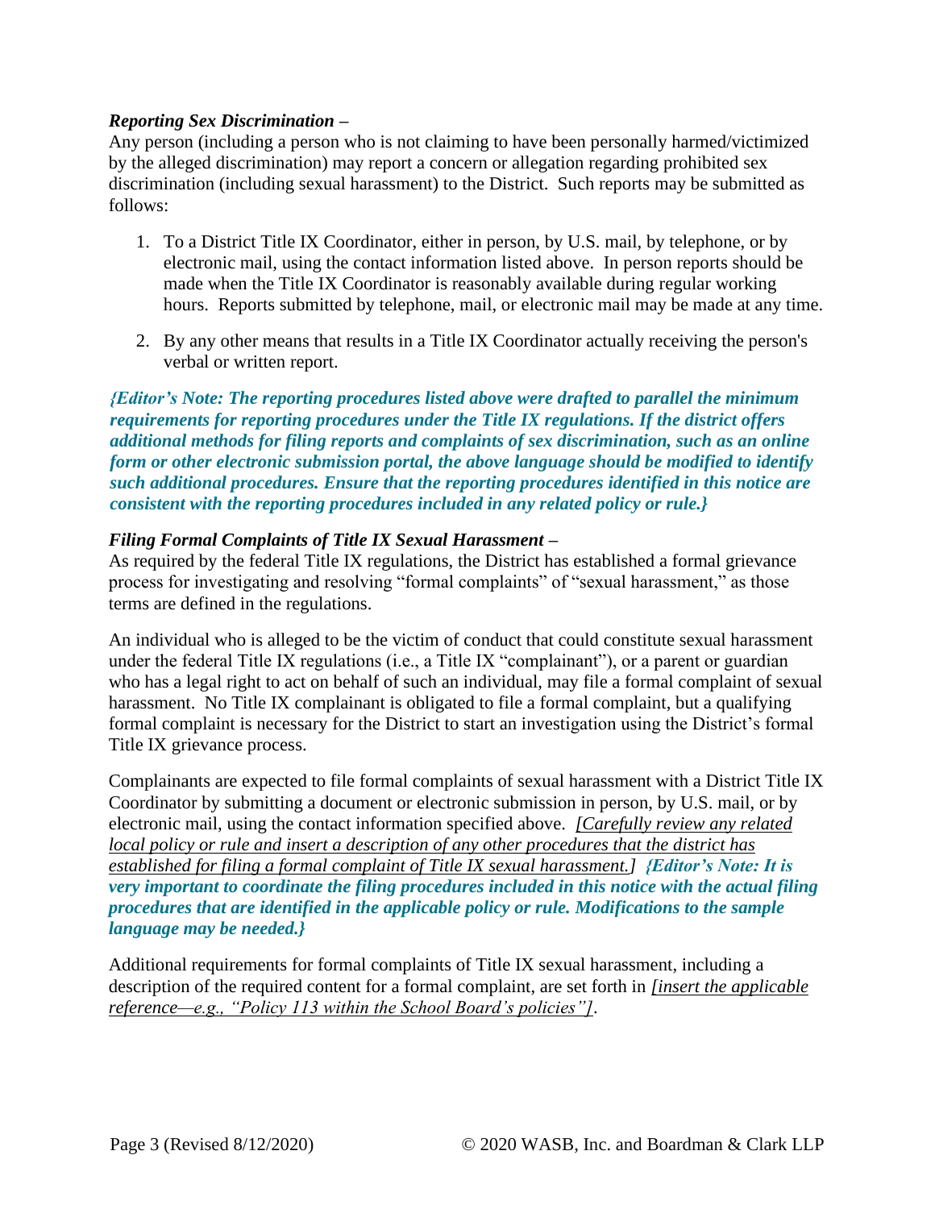***Reporting Sex Discrimination –***
Any person (including a person who is not claiming to have been personally harmed/victimized by the alleged discrimination) may report a concern or allegation regarding prohibited sex discrimination (including sexual harassment) to the District. Such reports may be submitted as follows:

1. To a District Title IX Coordinator, either in person, by U.S. mail, by telephone, or by electronic mail, using the contact information listed above. In person reports should be made when the Title IX Coordinator is reasonably available during regular working hours. Reports submitted by telephone, mail, or electronic mail may be made at any time.

2. By any other means that results in a Title IX Coordinator actually receiving the person's verbal or written report.

***{Editor's Note: The reporting procedures listed above were drafted to parallel the minimum requirements for reporting procedures under the Title IX regulations. If the district offers additional methods for filing reports and complaints of sex discrimination, such as an online form or other electronic submission portal, the above language should be modified to identify such additional procedures. Ensure that the reporting procedures identified in this notice are consistent with the reporting procedures included in any related policy or rule.}***

***Filing Formal Complaints of Title IX Sexual Harassment –***
As required by the federal Title IX regulations, the District has established a formal grievance process for investigating and resolving "formal complaints" of "sexual harassment," as those terms are defined in the regulations.

An individual who is alleged to be the victim of conduct that could constitute sexual harassment under the federal Title IX regulations (i.e., a Title IX "complainant"), or a parent or guardian who has a legal right to act on behalf of such an individual, may file a formal complaint of sexual harassment. No Title IX complainant is obligated to file a formal complaint, but a qualifying formal complaint is necessary for the District to start an investigation using the District's formal Title IX grievance process.

Complainants are expected to file formal complaints of sexual harassment with a District Title IX Coordinator by submitting a document or electronic submission in person, by U.S. mail, or by electronic mail, using the contact information specified above. *[Carefully review any related local policy or rule and insert a description of any other procedures that the district has established for filing a formal complaint of Title IX sexual harassment.]* ***{Editor's Note: It is very important to coordinate the filing procedures included in this notice with the actual filing procedures that are identified in the applicable policy or rule. Modifications to the sample language may be needed.}***

Additional requirements for formal complaints of Title IX sexual harassment, including a description of the required content for a formal complaint, are set forth in *[insert the applicable reference—e.g., "Policy 113 within the School Board's policies"]*.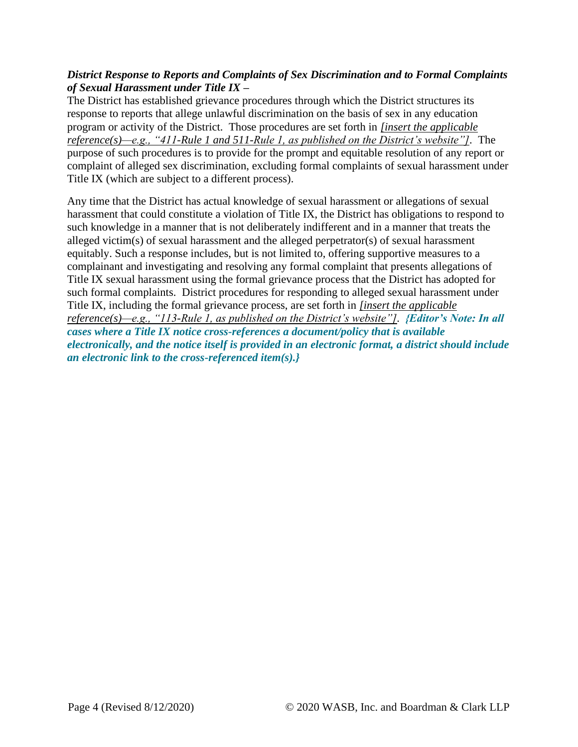***District Response to Reports and Complaints of Sex Discrimination and to Formal Complaints of Sexual Harassment under Title IX –***

The District has established grievance procedures through which the District structures its response to reports that allege unlawful discrimination on the basis of sex in any education program or activity of the District. Those procedures are set forth in *[insert the applicable reference(s)—e.g., "411-Rule 1 and 511-Rule 1, as published on the District's website"]*. The purpose of such procedures is to provide for the prompt and equitable resolution of any report or complaint of alleged sex discrimination, excluding formal complaints of sexual harassment under Title IX (which are subject to a different process).

Any time that the District has actual knowledge of sexual harassment or allegations of sexual harassment that could constitute a violation of Title IX, the District has obligations to respond to such knowledge in a manner that is not deliberately indifferent and in a manner that treats the alleged victim(s) of sexual harassment and the alleged perpetrator(s) of sexual harassment equitably. Such a response includes, but is not limited to, offering supportive measures to a complainant and investigating and resolving any formal complaint that presents allegations of Title IX sexual harassment using the formal grievance process that the District has adopted for such formal complaints. District procedures for responding to alleged sexual harassment under Title IX, including the formal grievance process, are set forth in *[insert the applicable reference(s)—e.g., "113-Rule 1, as published on the District's website"]*. ***{Editor's Note: In all cases where a Title IX notice cross-references a document/policy that is available electronically, and the notice itself is provided in an electronic format, a district should include an electronic link to the cross-referenced item(s).}***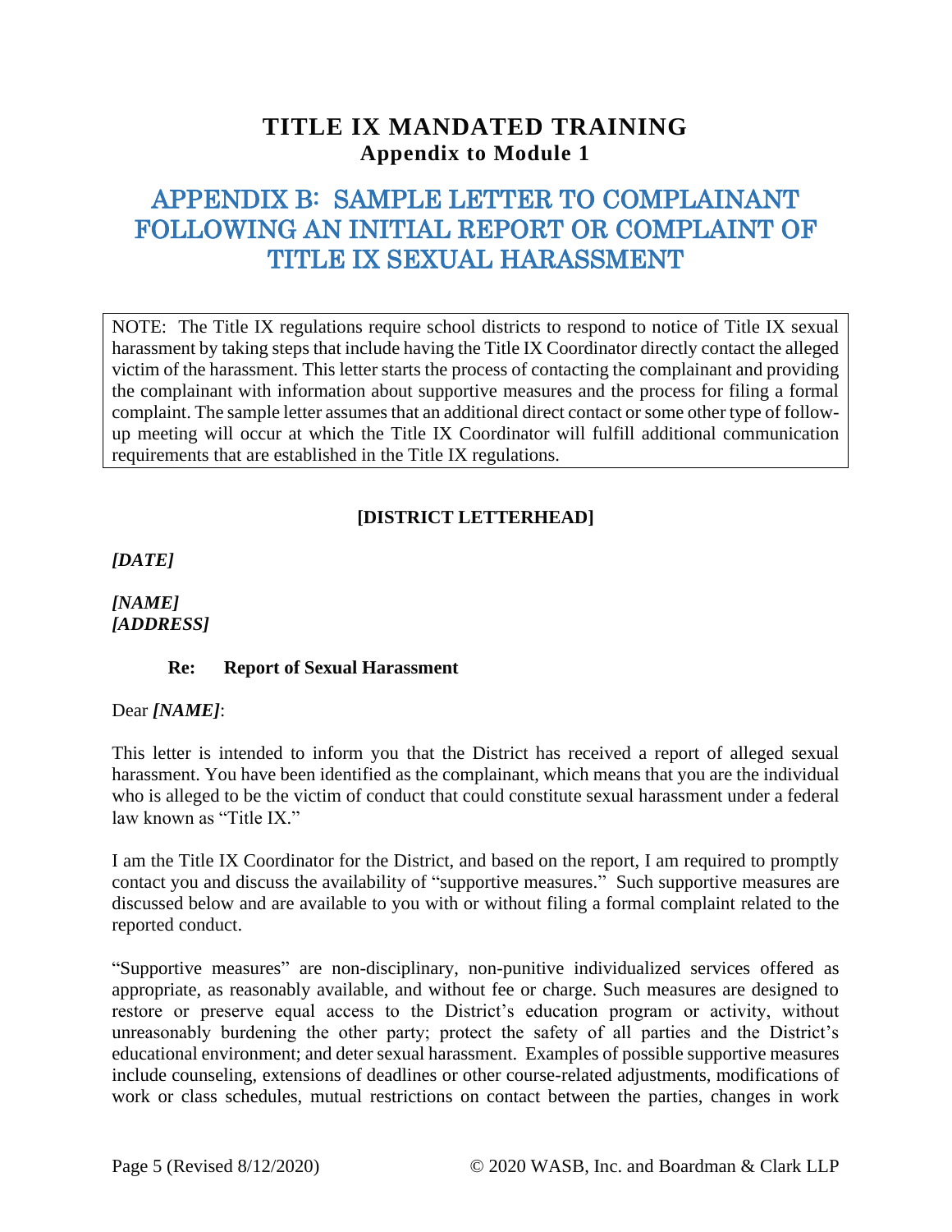# TITLE IX MANDATED TRAINING
**Appendix to Module 1**

## APPENDIX B: SAMPLE LETTER TO COMPLAINANT FOLLOWING AN INITIAL REPORT OR COMPLAINT OF TITLE IX SEXUAL HARASSMENT

> NOTE: The Title IX regulations require school districts to respond to notice of Title IX sexual harassment by taking steps that include having the Title IX Coordinator directly contact the alleged victim of the harassment. This letter starts the process of contacting the complainant and providing the complainant with information about supportive measures and the process for filing a formal complaint. The sample letter assumes that an additional direct contact or some other type of follow-up meeting will occur at which the Title IX Coordinator will fulfill additional communication requirements that are established in the Title IX regulations.

**[DISTRICT LETTERHEAD]**

***[DATE]***

***[NAME]***
***[ADDRESS]***

**Re: Report of Sexual Harassment**

Dear ***[NAME]***:

This letter is intended to inform you that the District has received a report of alleged sexual harassment. You have been identified as the complainant, which means that you are the individual who is alleged to be the victim of conduct that could constitute sexual harassment under a federal law known as "Title IX."

I am the Title IX Coordinator for the District, and based on the report, I am required to promptly contact you and discuss the availability of "supportive measures." Such supportive measures are discussed below and are available to you with or without filing a formal complaint related to the reported conduct.

"Supportive measures" are non-disciplinary, non-punitive individualized services offered as appropriate, as reasonably available, and without fee or charge. Such measures are designed to restore or preserve equal access to the District's education program or activity, without unreasonably burdening the other party; protect the safety of all parties and the District's educational environment; and deter sexual harassment. Examples of possible supportive measures include counseling, extensions of deadlines or other course-related adjustments, modifications of work or class schedules, mutual restrictions on contact between the parties, changes in work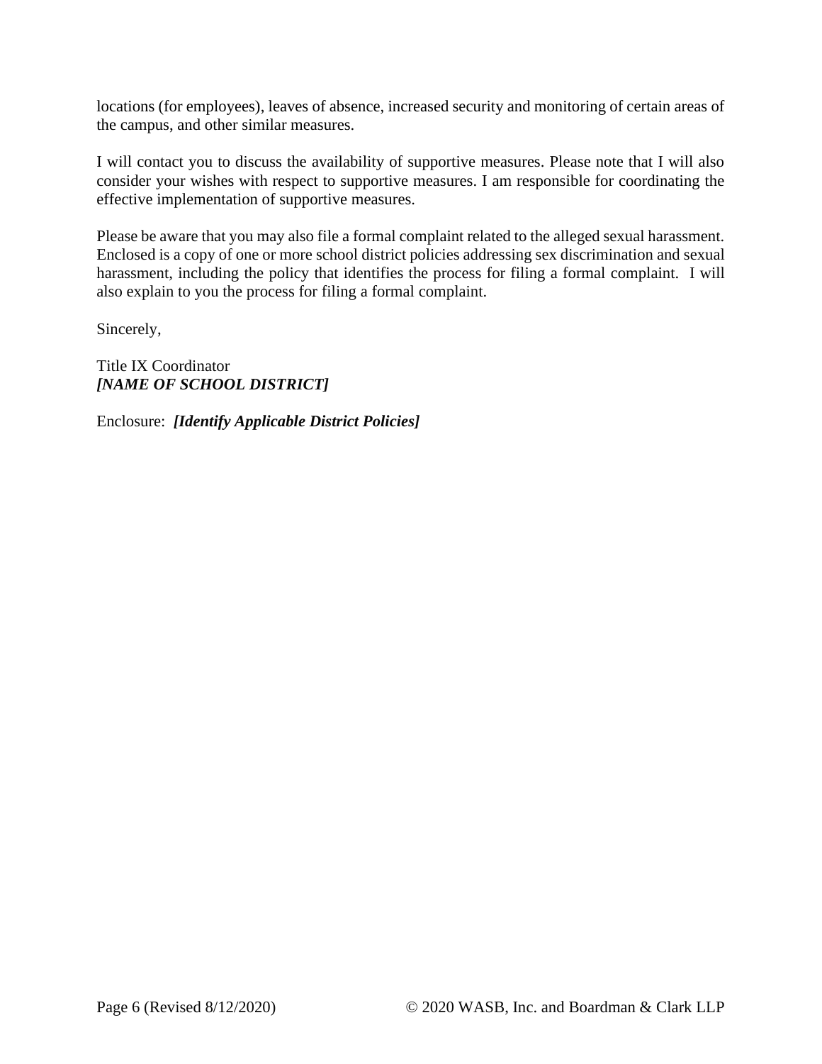locations (for employees), leaves of absence, increased security and monitoring of certain areas of the campus, and other similar measures.

I will contact you to discuss the availability of supportive measures. Please note that I will also consider your wishes with respect to supportive measures. I am responsible for coordinating the effective implementation of supportive measures.

Please be aware that you may also file a formal complaint related to the alleged sexual harassment. Enclosed is a copy of one or more school district policies addressing sex discrimination and sexual harassment, including the policy that identifies the process for filing a formal complaint. I will also explain to you the process for filing a formal complaint.

Sincerely,

Title IX Coordinator
***[NAME OF SCHOOL DISTRICT]***

Enclosure: ***[Identify Applicable District Policies]***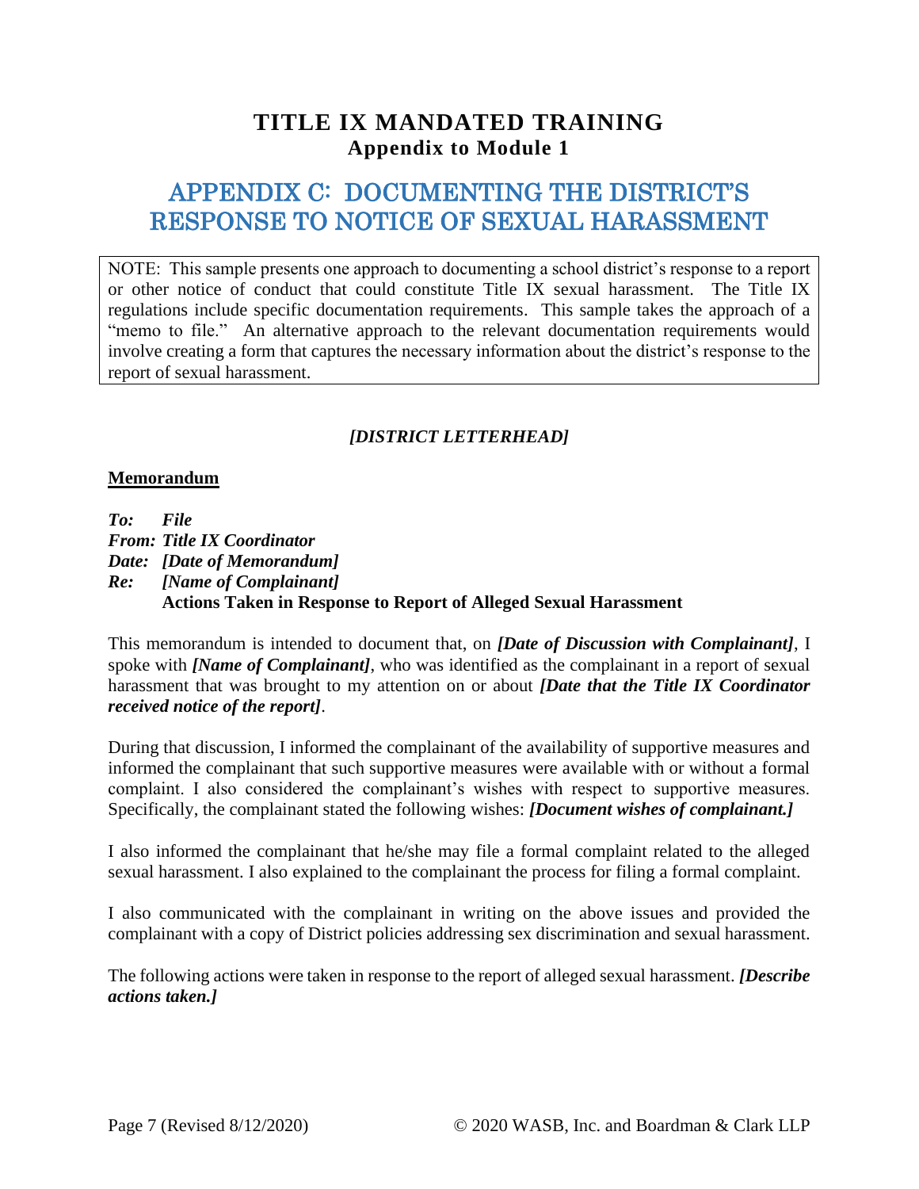# TITLE IX MANDATED TRAINING
## Appendix to Module 1

# APPENDIX C: DOCUMENTING THE DISTRICT'S RESPONSE TO NOTICE OF SEXUAL HARASSMENT

> NOTE: This sample presents one approach to documenting a school district's response to a report or other notice of conduct that could constitute Title IX sexual harassment. The Title IX regulations include specific documentation requirements. This sample takes the approach of a "memo to file." An alternative approach to the relevant documentation requirements would involve creating a form that captures the necessary information about the district's response to the report of sexual harassment.

***[DISTRICT LETTERHEAD]***

**Memorandum**

***To:*** ***File***
***From: Title IX Coordinator***
***Date: [Date of Memorandum]***
***Re: [Name of Complainant]***
**Actions Taken in Response to Report of Alleged Sexual Harassment**

This memorandum is intended to document that, on ***[Date of Discussion with Complainant]***, I spoke with ***[Name of Complainant]***, who was identified as the complainant in a report of sexual harassment that was brought to my attention on or about ***[Date that the Title IX Coordinator received notice of the report]***.

During that discussion, I informed the complainant of the availability of supportive measures and informed the complainant that such supportive measures were available with or without a formal complaint. I also considered the complainant's wishes with respect to supportive measures. Specifically, the complainant stated the following wishes: ***[Document wishes of complainant.]***

I also informed the complainant that he/she may file a formal complaint related to the alleged sexual harassment. I also explained to the complainant the process for filing a formal complaint.

I also communicated with the complainant in writing on the above issues and provided the complainant with a copy of District policies addressing sex discrimination and sexual harassment.

The following actions were taken in response to the report of alleged sexual harassment. ***[Describe actions taken.]***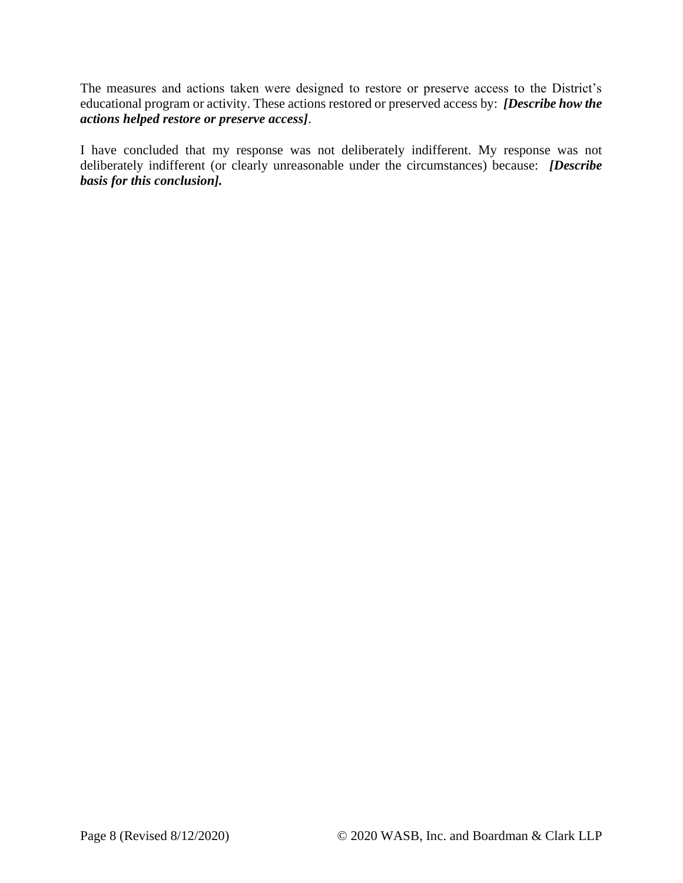The measures and actions taken were designed to restore or preserve access to the District's educational program or activity. These actions restored or preserved access by: ***[Describe how the actions helped restore or preserve access]***.

I have concluded that my response was not deliberately indifferent. My response was not deliberately indifferent (or clearly unreasonable under the circumstances) because: ***[Describe basis for this conclusion].***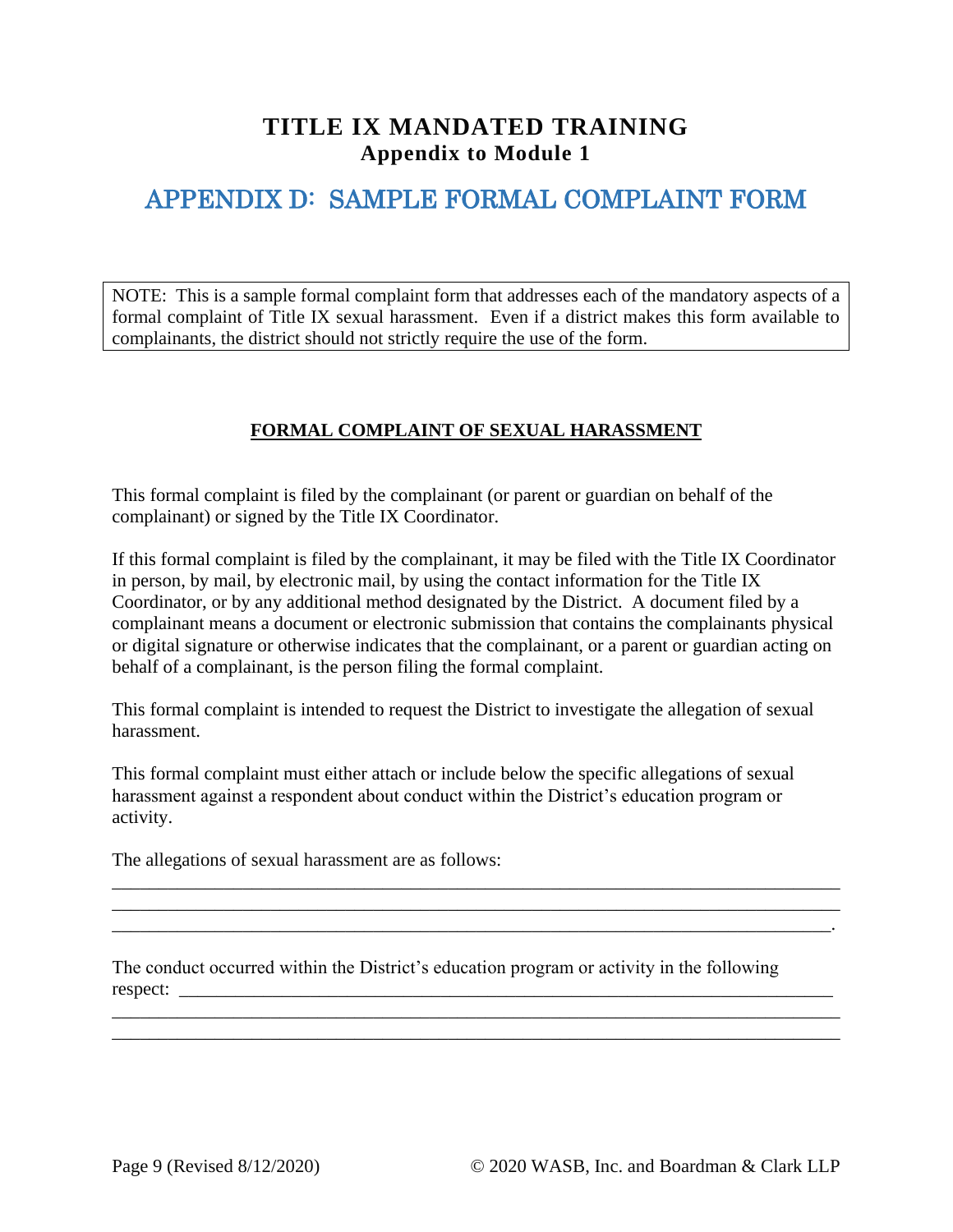# TITLE IX MANDATED TRAINING
**Appendix to Module 1**

## APPENDIX D: SAMPLE FORMAL COMPLAINT FORM

> NOTE: This is a sample formal complaint form that addresses each of the mandatory aspects of a formal complaint of Title IX sexual harassment. Even if a district makes this form available to complainants, the district should not strictly require the use of the form.

### FORMAL COMPLAINT OF SEXUAL HARASSMENT

This formal complaint is filed by the complainant (or parent or guardian on behalf of the complainant) or signed by the Title IX Coordinator.

If this formal complaint is filed by the complainant, it may be filed with the Title IX Coordinator in person, by mail, by electronic mail, by using the contact information for the Title IX Coordinator, or by any additional method designated by the District. A document filed by a complainant means a document or electronic submission that contains the complainants physical or digital signature or otherwise indicates that the complainant, or a parent or guardian acting on behalf of a complainant, is the person filing the formal complaint.

This formal complaint is intended to request the District to investigate the allegation of sexual harassment.

This formal complaint must either attach or include below the specific allegations of sexual harassment against a respondent about conduct within the District's education program or activity.

The allegations of sexual harassment are as follows:
______________________________________________________________________________
______________________________________________________________________________
_____________________________________________________________________________.

The conduct occurred within the District's education program or activity in the following respect: ________________________________________________________________________
______________________________________________________________________________
______________________________________________________________________________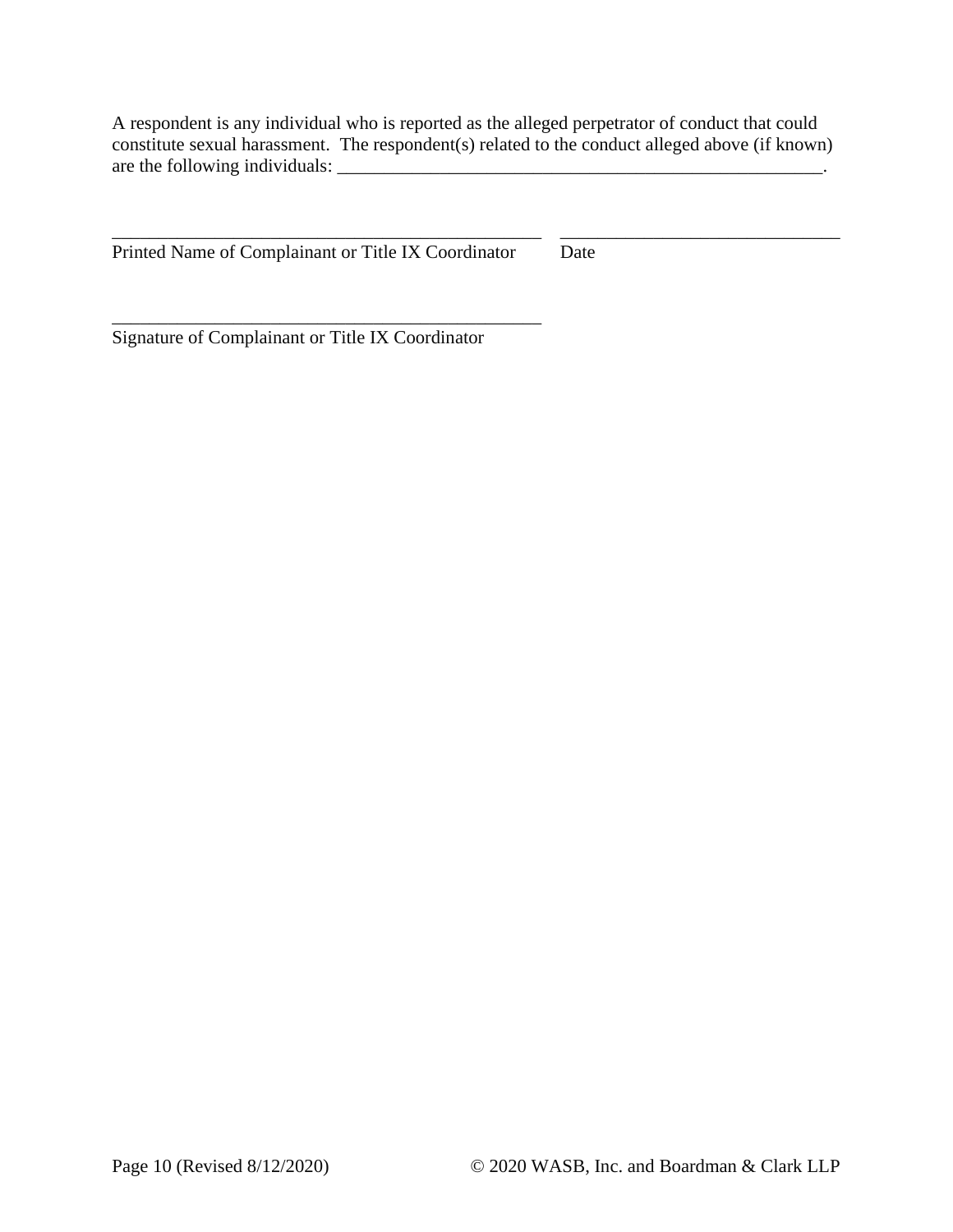A respondent is any individual who is reported as the alleged perpetrator of conduct that could constitute sexual harassment. The respondent(s) related to the conduct alleged above (if known) are the following individuals: ________________________________________________________.

________________________________________________ ______________________________
Printed Name of Complainant or Title IX Coordinator Date

________________________________________________
Signature of Complainant or Title IX Coordinator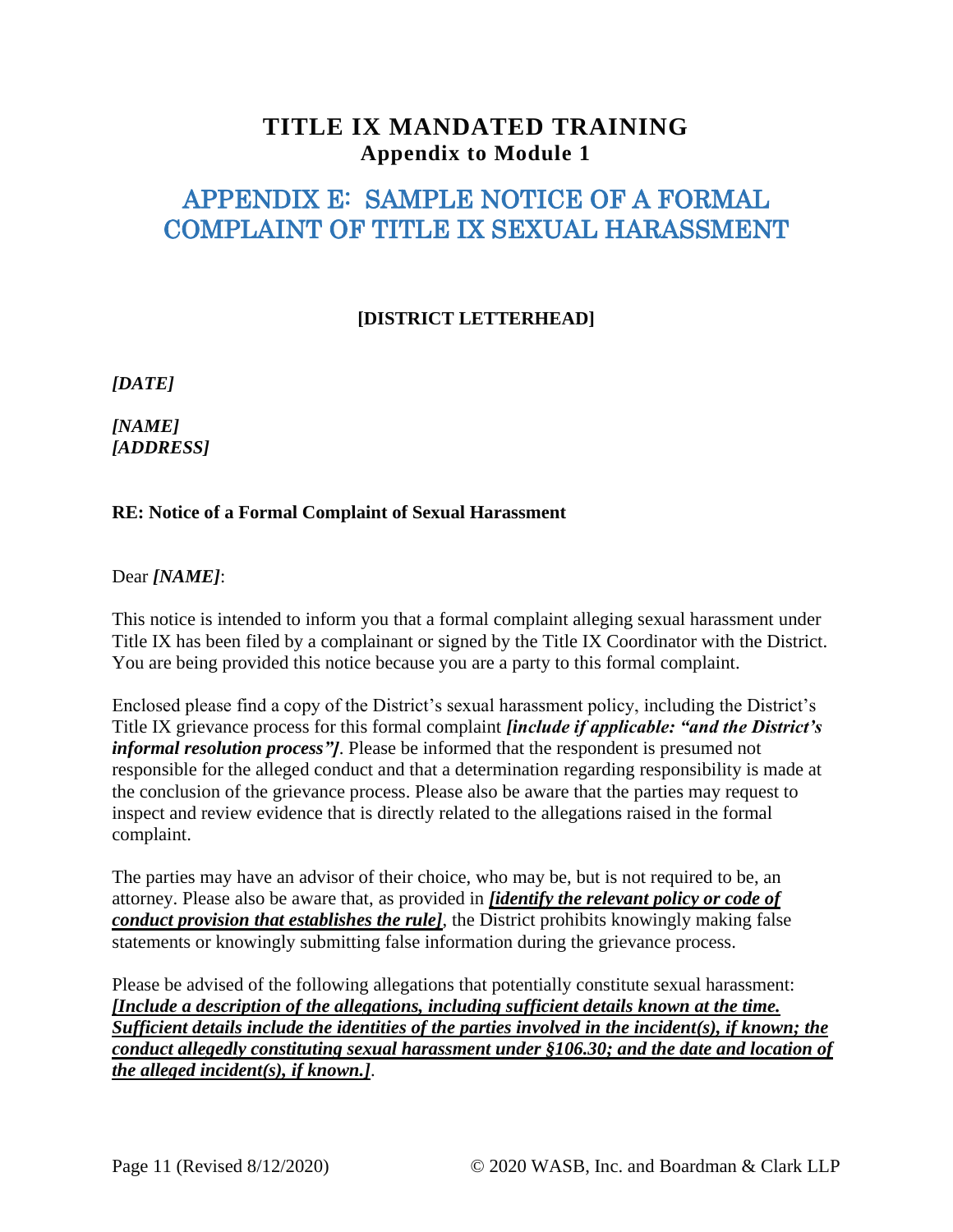**TITLE IX MANDATED TRAINING**
**Appendix to Module 1**

# APPENDIX E: SAMPLE NOTICE OF A FORMAL COMPLAINT OF TITLE IX SEXUAL HARASSMENT

**[DISTRICT LETTERHEAD]**

***[DATE]***

***[NAME]***
***[ADDRESS]***

**RE: Notice of a Formal Complaint of Sexual Harassment**

Dear ***[NAME]***:

This notice is intended to inform you that a formal complaint alleging sexual harassment under Title IX has been filed by a complainant or signed by the Title IX Coordinator with the District. You are being provided this notice because you are a party to this formal complaint.

Enclosed please find a copy of the District's sexual harassment policy, including the District's Title IX grievance process for this formal complaint ***[include if applicable: "and the District's informal resolution process"]***. Please be informed that the respondent is presumed not responsible for the alleged conduct and that a determination regarding responsibility is made at the conclusion of the grievance process. Please also be aware that the parties may request to inspect and review evidence that is directly related to the allegations raised in the formal complaint.

The parties may have an advisor of their choice, who may be, but is not required to be, an attorney. Please also be aware that, as provided in ***<u>[identify the relevant policy or code of conduct provision that establishes the rule]</u>***, the District prohibits knowingly making false statements or knowingly submitting false information during the grievance process.

Please be advised of the following allegations that potentially constitute sexual harassment: ***<u>[Include a description of the allegations, including sufficient details known at the time. Sufficient details include the identities of the parties involved in the incident(s), if known; the conduct allegedly constituting sexual harassment under §106.30; and the date and location of the alleged incident(s), if known.]</u>***.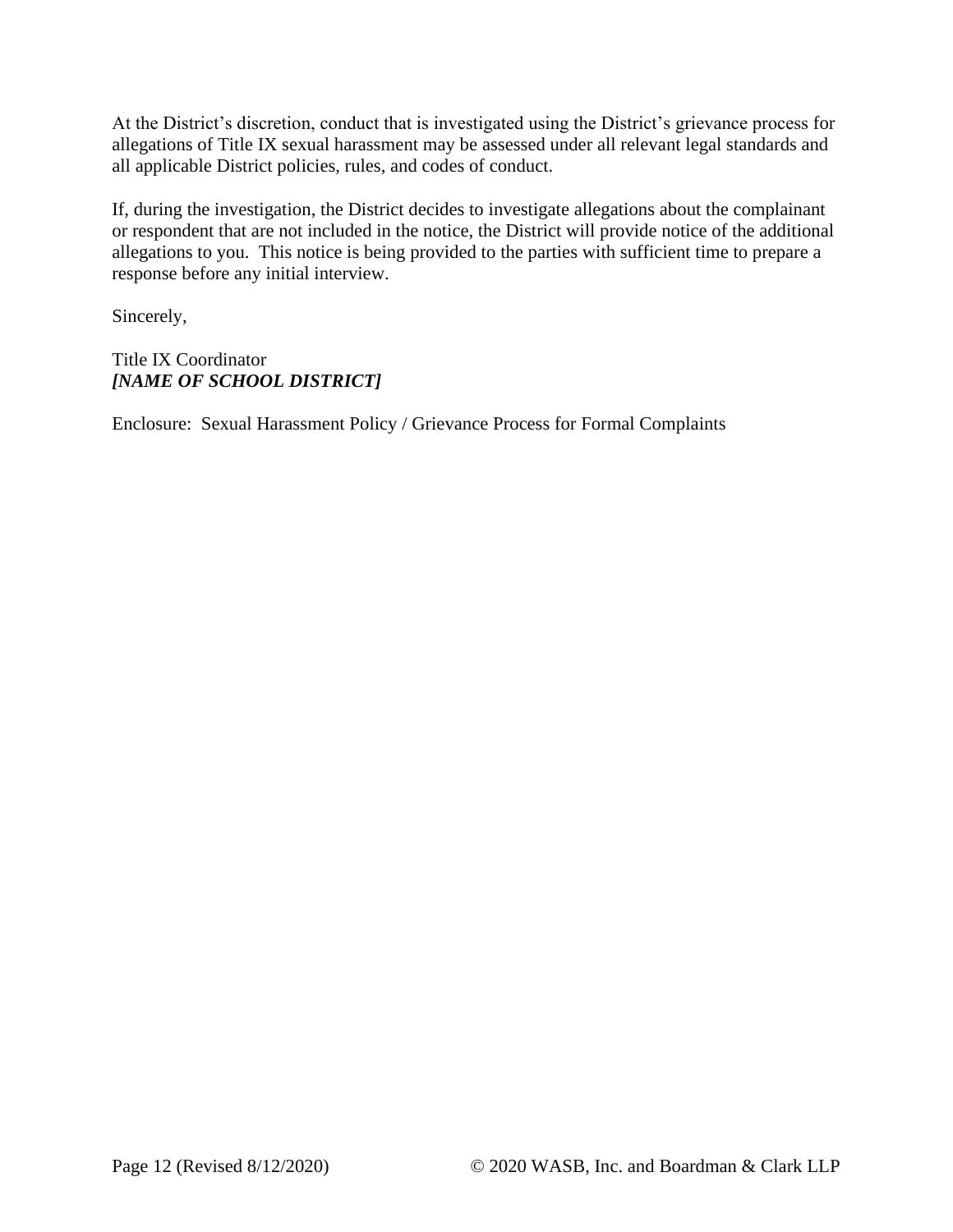At the District's discretion, conduct that is investigated using the District's grievance process for allegations of Title IX sexual harassment may be assessed under all relevant legal standards and all applicable District policies, rules, and codes of conduct.

If, during the investigation, the District decides to investigate allegations about the complainant or respondent that are not included in the notice, the District will provide notice of the additional allegations to you. This notice is being provided to the parties with sufficient time to prepare a response before any initial interview.

Sincerely,

Title IX Coordinator
***[NAME OF SCHOOL DISTRICT]***

Enclosure: Sexual Harassment Policy / Grievance Process for Formal Complaints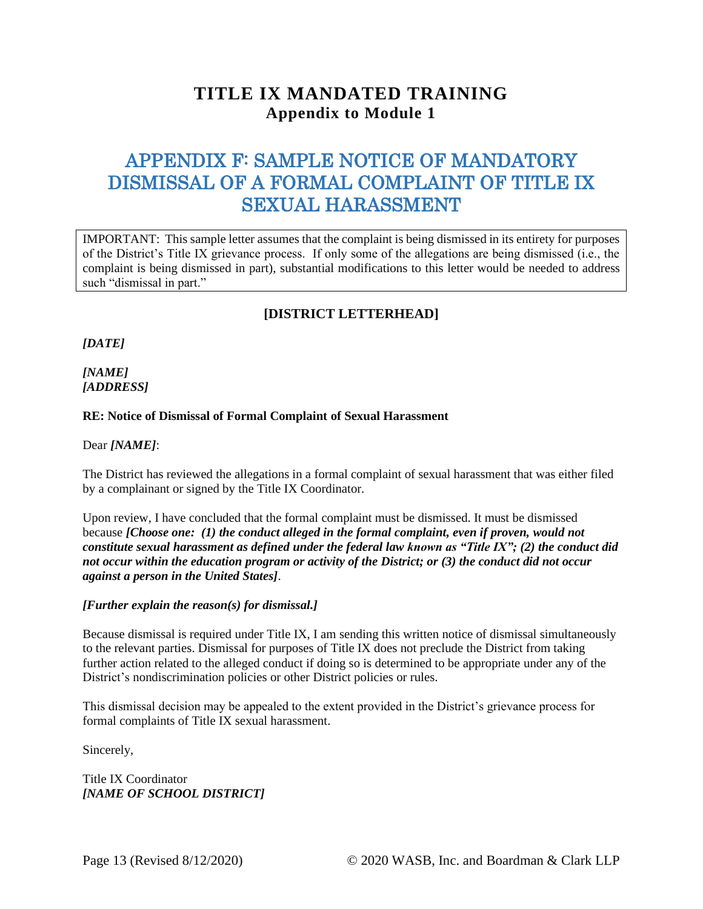# TITLE IX MANDATED TRAINING
## Appendix to Module 1

# APPENDIX F: SAMPLE NOTICE OF MANDATORY DISMISSAL OF A FORMAL COMPLAINT OF TITLE IX SEXUAL HARASSMENT

> IMPORTANT: This sample letter assumes that the complaint is being dismissed in its entirety for purposes of the District's Title IX grievance process. If only some of the allegations are being dismissed (i.e., the complaint is being dismissed in part), substantial modifications to this letter would be needed to address such "dismissal in part."

**[DISTRICT LETTERHEAD]**

***[DATE]***

***[NAME]***
***[ADDRESS]***

**RE: Notice of Dismissal of Formal Complaint of Sexual Harassment**

Dear ***[NAME]***:

The District has reviewed the allegations in a formal complaint of sexual harassment that was either filed by a complainant or signed by the Title IX Coordinator.

Upon review, I have concluded that the formal complaint must be dismissed. It must be dismissed because ***[Choose one: (1) the conduct alleged in the formal complaint, even if proven, would not constitute sexual harassment as defined under the federal law known as "Title IX"; (2) the conduct did not occur within the education program or activity of the District; or (3) the conduct did not occur against a person in the United States]***.

***[Further explain the reason(s) for dismissal.]***

Because dismissal is required under Title IX, I am sending this written notice of dismissal simultaneously to the relevant parties. Dismissal for purposes of Title IX does not preclude the District from taking further action related to the alleged conduct if doing so is determined to be appropriate under any of the District's nondiscrimination policies or other District policies or rules.

This dismissal decision may be appealed to the extent provided in the District's grievance process for formal complaints of Title IX sexual harassment.

Sincerely,

Title IX Coordinator
***[NAME OF SCHOOL DISTRICT]***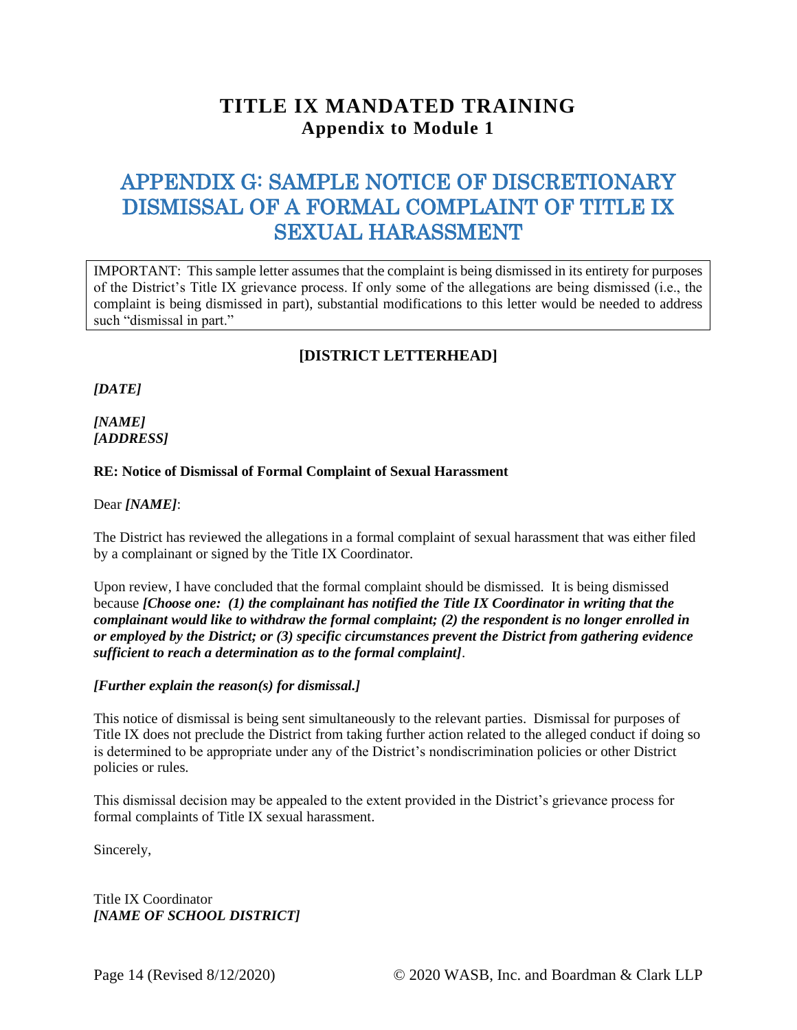# TITLE IX MANDATED TRAINING
## Appendix to Module 1

# APPENDIX G: SAMPLE NOTICE OF DISCRETIONARY DISMISSAL OF A FORMAL COMPLAINT OF TITLE IX SEXUAL HARASSMENT

IMPORTANT: This sample letter assumes that the complaint is being dismissed in its entirety for purposes of the District's Title IX grievance process. If only some of the allegations are being dismissed (i.e., the complaint is being dismissed in part), substantial modifications to this letter would be needed to address such "dismissal in part."

**[DISTRICT LETTERHEAD]**

***[DATE]***

***[NAME]***
***[ADDRESS]***

**RE: Notice of Dismissal of Formal Complaint of Sexual Harassment**

Dear ***[NAME]***:

The District has reviewed the allegations in a formal complaint of sexual harassment that was either filed by a complainant or signed by the Title IX Coordinator.

Upon review, I have concluded that the formal complaint should be dismissed. It is being dismissed because ***[Choose one: (1) the complainant has notified the Title IX Coordinator in writing that the complainant would like to withdraw the formal complaint; (2) the respondent is no longer enrolled in or employed by the District; or (3) specific circumstances prevent the District from gathering evidence sufficient to reach a determination as to the formal complaint]***.

***[Further explain the reason(s) for dismissal.]***

This notice of dismissal is being sent simultaneously to the relevant parties. Dismissal for purposes of Title IX does not preclude the District from taking further action related to the alleged conduct if doing so is determined to be appropriate under any of the District's nondiscrimination policies or other District policies or rules.

This dismissal decision may be appealed to the extent provided in the District's grievance process for formal complaints of Title IX sexual harassment.

Sincerely,

Title IX Coordinator
***[NAME OF SCHOOL DISTRICT]***

Page 14 (Revised 8/12/2020) © 2020 WASB, Inc. and Boardman & Clark LLP